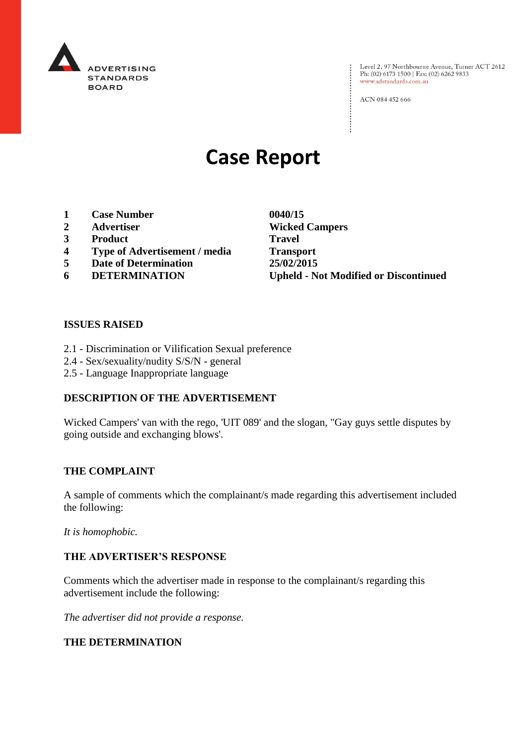ADVERTISING STANDARDS BOARD

Level 2, 97 Northbourne Avenue, Turner ACT 2612
Ph: (02) 6173 1500 | Fax: (02) 6262 9833
www.adstandards.com.au

ACN 084 452 666

# Case Report

| | | |
|---|---|---|
| **1** | **Case Number** | **0040/15** |
| **2** | **Advertiser** | **Wicked Campers** |
| **3** | **Product** | **Travel** |
| **4** | **Type of Advertisement / media** | **Transport** |
| **5** | **Date of Determination** | **25/02/2015** |
| **6** | **DETERMINATION** | **Upheld - Not Modified or Discontinued** |

### ISSUES RAISED

2.1 - Discrimination or Vilification Sexual preference
2.4 - Sex/sexuality/nudity S/S/N - general
2.5 - Language Inappropriate language

### DESCRIPTION OF THE ADVERTISEMENT

Wicked Campers' van with the rego, 'UIT 089' and the slogan, "Gay guys settle disputes by going outside and exchanging blows'.

### THE COMPLAINT

A sample of comments which the complainant/s made regarding this advertisement included the following:

*It is homophobic.*

### THE ADVERTISER'S RESPONSE

Comments which the advertiser made in response to the complainant/s regarding this advertisement include the following:

*The advertiser did not provide a response.*

### THE DETERMINATION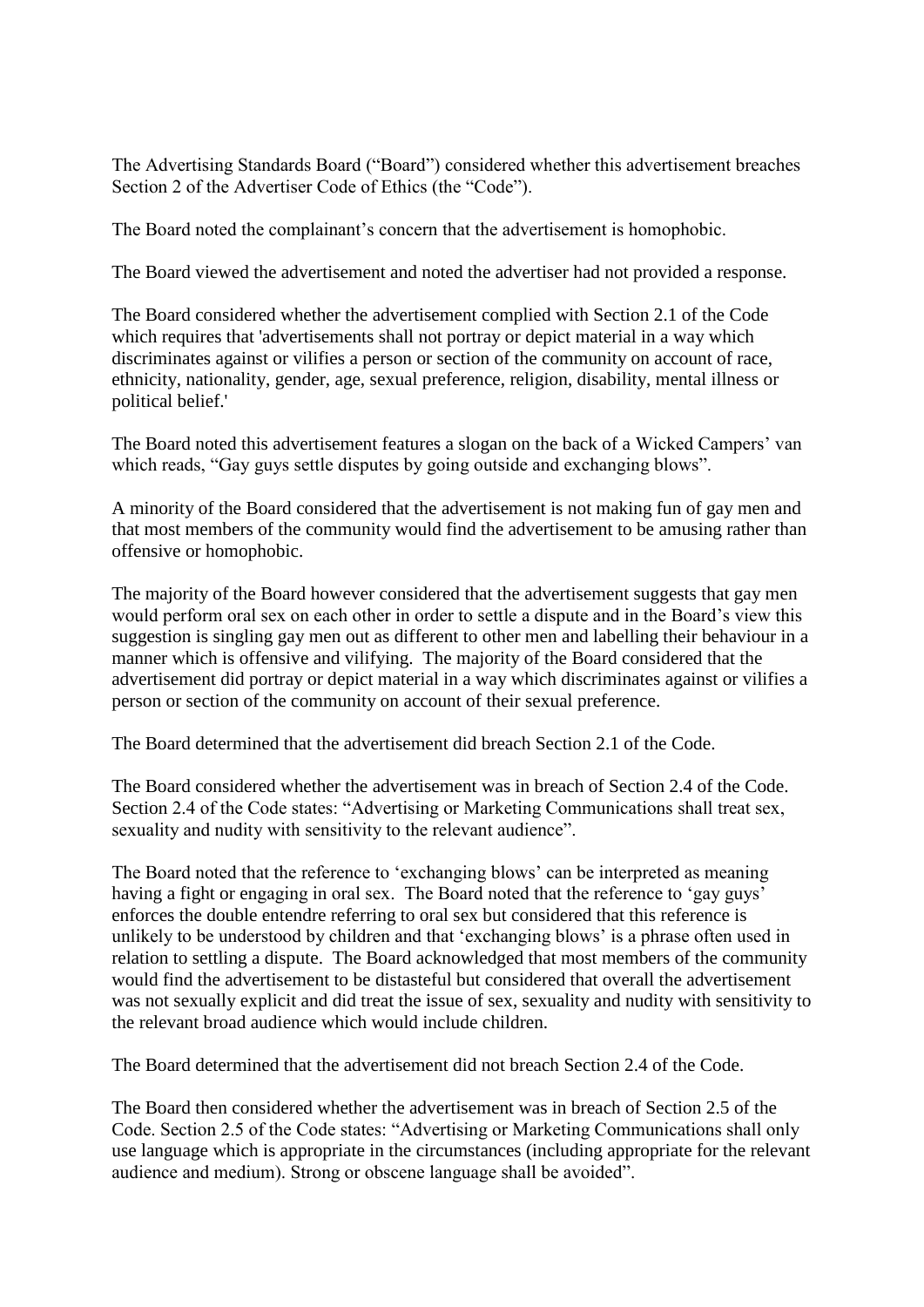The Advertising Standards Board ("Board") considered whether this advertisement breaches Section 2 of the Advertiser Code of Ethics (the "Code").

The Board noted the complainant's concern that the advertisement is homophobic.

The Board viewed the advertisement and noted the advertiser had not provided a response.

The Board considered whether the advertisement complied with Section 2.1 of the Code which requires that 'advertisements shall not portray or depict material in a way which discriminates against or vilifies a person or section of the community on account of race, ethnicity, nationality, gender, age, sexual preference, religion, disability, mental illness or political belief.'

The Board noted this advertisement features a slogan on the back of a Wicked Campers' van which reads, "Gay guys settle disputes by going outside and exchanging blows".

A minority of the Board considered that the advertisement is not making fun of gay men and that most members of the community would find the advertisement to be amusing rather than offensive or homophobic.

The majority of the Board however considered that the advertisement suggests that gay men would perform oral sex on each other in order to settle a dispute and in the Board's view this suggestion is singling gay men out as different to other men and labelling their behaviour in a manner which is offensive and vilifying. The majority of the Board considered that the advertisement did portray or depict material in a way which discriminates against or vilifies a person or section of the community on account of their sexual preference.

The Board determined that the advertisement did breach Section 2.1 of the Code.

The Board considered whether the advertisement was in breach of Section 2.4 of the Code. Section 2.4 of the Code states: "Advertising or Marketing Communications shall treat sex, sexuality and nudity with sensitivity to the relevant audience".

The Board noted that the reference to 'exchanging blows' can be interpreted as meaning having a fight or engaging in oral sex. The Board noted that the reference to 'gay guys' enforces the double entendre referring to oral sex but considered that this reference is unlikely to be understood by children and that 'exchanging blows' is a phrase often used in relation to settling a dispute. The Board acknowledged that most members of the community would find the advertisement to be distasteful but considered that overall the advertisement was not sexually explicit and did treat the issue of sex, sexuality and nudity with sensitivity to the relevant broad audience which would include children.

The Board determined that the advertisement did not breach Section 2.4 of the Code.

The Board then considered whether the advertisement was in breach of Section 2.5 of the Code. Section 2.5 of the Code states: "Advertising or Marketing Communications shall only use language which is appropriate in the circumstances (including appropriate for the relevant audience and medium). Strong or obscene language shall be avoided".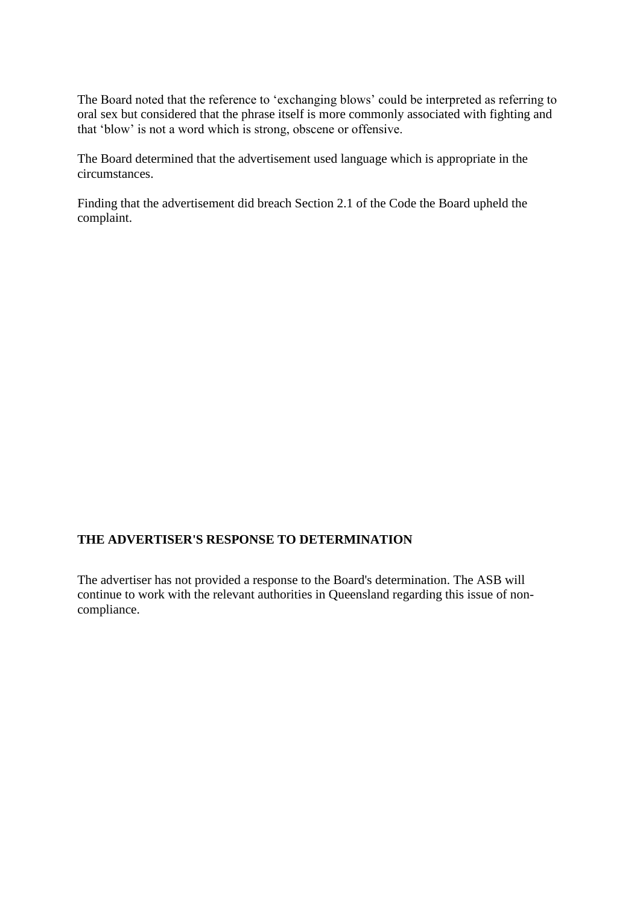The Board noted that the reference to 'exchanging blows' could be interpreted as referring to oral sex but considered that the phrase itself is more commonly associated with fighting and that 'blow' is not a word which is strong, obscene or offensive.

The Board determined that the advertisement used language which is appropriate in the circumstances.

Finding that the advertisement did breach Section 2.1 of the Code the Board upheld the complaint.

**THE ADVERTISER'S RESPONSE TO DETERMINATION**

The advertiser has not provided a response to the Board's determination. The ASB will continue to work with the relevant authorities in Queensland regarding this issue of non-compliance.